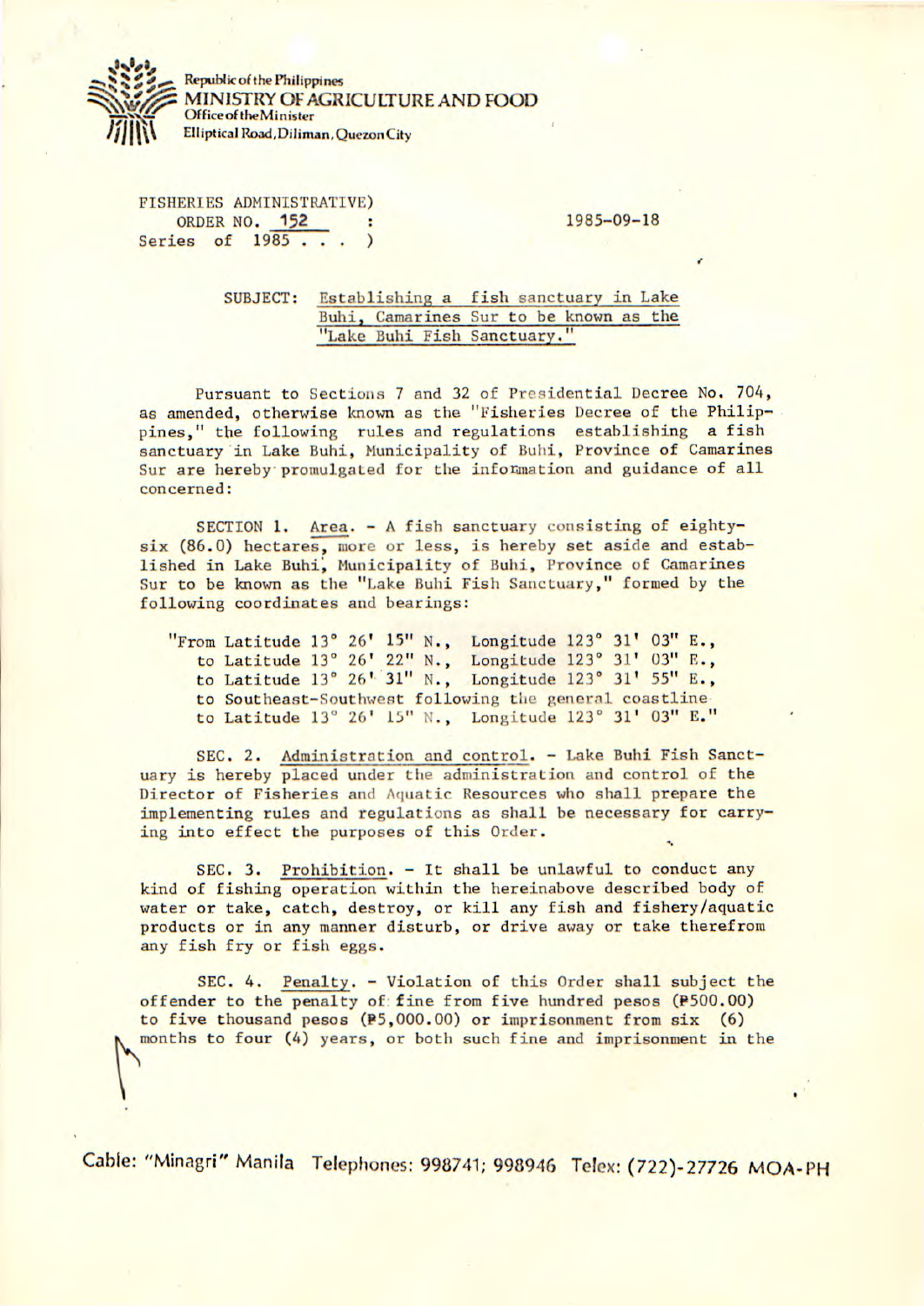Republic of the Philippines
MINISTRY OF AGRICULTURE AND FOOD
Office of the Minister
Elliptical Road, Diliman, Quezon City

FISHERIES ADMINISTRATIVE)
ORDER NO. 152 :
Series of 1985 . . . )

1985-09-18

SUBJECT: Establishing a fish sanctuary in Lake Buhi, Camarines Sur to be known as the "Lake Buhi Fish Sanctuary."

Pursuant to Sections 7 and 32 of Presidential Decree No. 704, as amended, otherwise known as the "Fisheries Decree of the Philippines," the following rules and regulations establishing a fish sanctuary in Lake Buhi, Municipality of Buhi, Province of Camarines Sur are hereby promulgated for the information and guidance of all concerned:

SECTION 1. Area. - A fish sanctuary consisting of eighty-six (86.0) hectares, more or less, is hereby set aside and established in Lake Buhi, Municipality of Buhi, Province of Camarines Sur to be known as the "Lake Buhi Fish Sanctuary," formed by the following coordinates and bearings:

"From Latitude 13° 26' 15" N., Longitude 123° 31' 03" E.,
to Latitude 13° 26' 22" N., Longitude 123° 31' 03" E.,
to Latitude 13° 26' 31" N., Longitude 123° 31' 55" E.,
to Southeast-Southwest following the general coastline
to Latitude 13° 26' 15" N., Longitude 123° 31' 03" E."

SEC. 2. Administration and control. - Lake Buhi Fish Sanctuary is hereby placed under the administration and control of the Director of Fisheries and Aquatic Resources who shall prepare the implementing rules and regulations as shall be necessary for carrying into effect the purposes of this Order.

SEC. 3. Prohibition. - It shall be unlawful to conduct any kind of fishing operation within the hereinabove described body of water or take, catch, destroy, or kill any fish and fishery/aquatic products or in any manner disturb, or drive away or take therefrom any fish fry or fish eggs.

SEC. 4. Penalty. - Violation of this Order shall subject the offender to the penalty of fine from five hundred pesos (₱500.00) to five thousand pesos (₱5,000.00) or imprisonment from six (6) months to four (4) years, or both such fine and imprisonment in the

Cable: "Minagri" Manila Telephones: 998741; 998946 Telex: (722)-27726 MOA-PH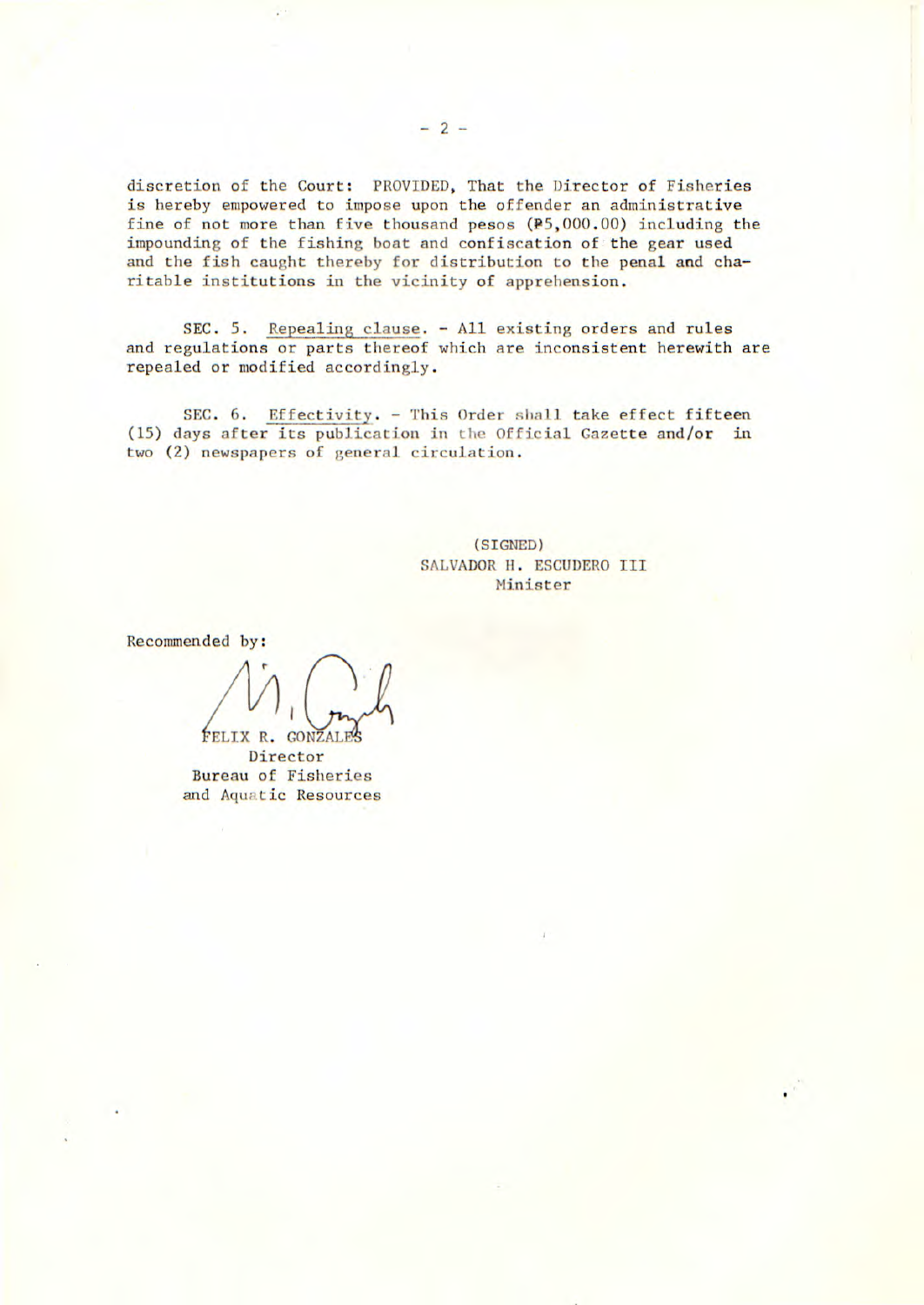discretion of the Court: PROVIDED, That the Director of Fisheries is hereby empowered to impose upon the offender an administrative fine of not more than five thousand pesos (₱5,000.00) including the impounding of the fishing boat and confiscation of the gear used and the fish caught thereby for distribution to the penal and charitable institutions in the vicinity of apprehension.

SEC. 5. Repealing clause. - All existing orders and rules and regulations or parts thereof which are inconsistent herewith are repealed or modified accordingly.

SEC. 6. Effectivity. - This Order shall take effect fifteen (15) days after its publication in the Official Gazette and/or in two (2) newspapers of general circulation.

(SIGNED)
SALVADOR H. ESCUDERO III
Minister

Recommended by:

FELIX R. GONZALES
Director
Bureau of Fisheries
and Aquatic Resources